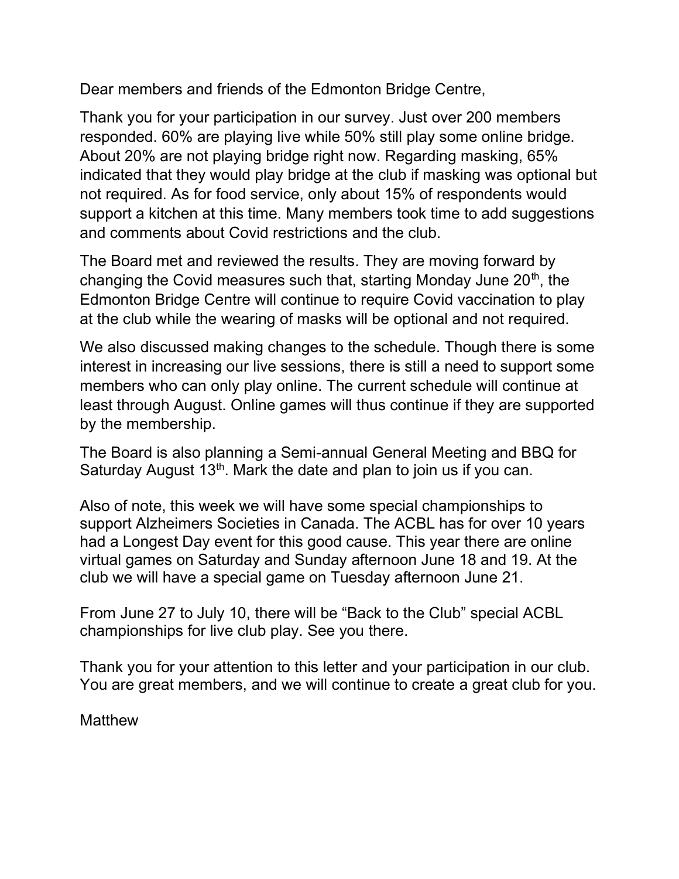Dear members and friends of the Edmonton Bridge Centre,

Thank you for your participation in our survey. Just over 200 members responded. 60% are playing live while 50% still play some online bridge. About 20% are not playing bridge right now. Regarding masking, 65% indicated that they would play bridge at the club if masking was optional but not required. As for food service, only about 15% of respondents would support a kitchen at this time. Many members took time to add suggestions and comments about Covid restrictions and the club.

The Board met and reviewed the results. They are moving forward by changing the Covid measures such that, starting Monday June 20th, the Edmonton Bridge Centre will continue to require Covid vaccination to play at the club while the wearing of masks will be optional and not required.

We also discussed making changes to the schedule. Though there is some interest in increasing our live sessions, there is still a need to support some members who can only play online. The current schedule will continue at least through August. Online games will thus continue if they are supported by the membership.

The Board is also planning a Semi-annual General Meeting and BBQ for Saturday August 13th. Mark the date and plan to join us if you can.

Also of note, this week we will have some special championships to support Alzheimers Societies in Canada. The ACBL has for over 10 years had a Longest Day event for this good cause. This year there are online virtual games on Saturday and Sunday afternoon June 18 and 19. At the club we will have a special game on Tuesday afternoon June 21.

From June 27 to July 10, there will be "Back to the Club" special ACBL championships for live club play. See you there.

Thank you for your attention to this letter and your participation in our club. You are great members, and we will continue to create a great club for you.

Matthew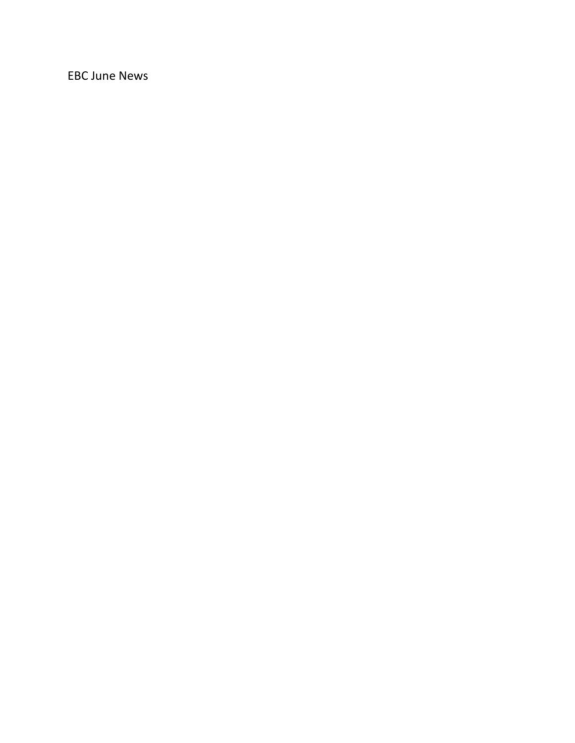EBC June News